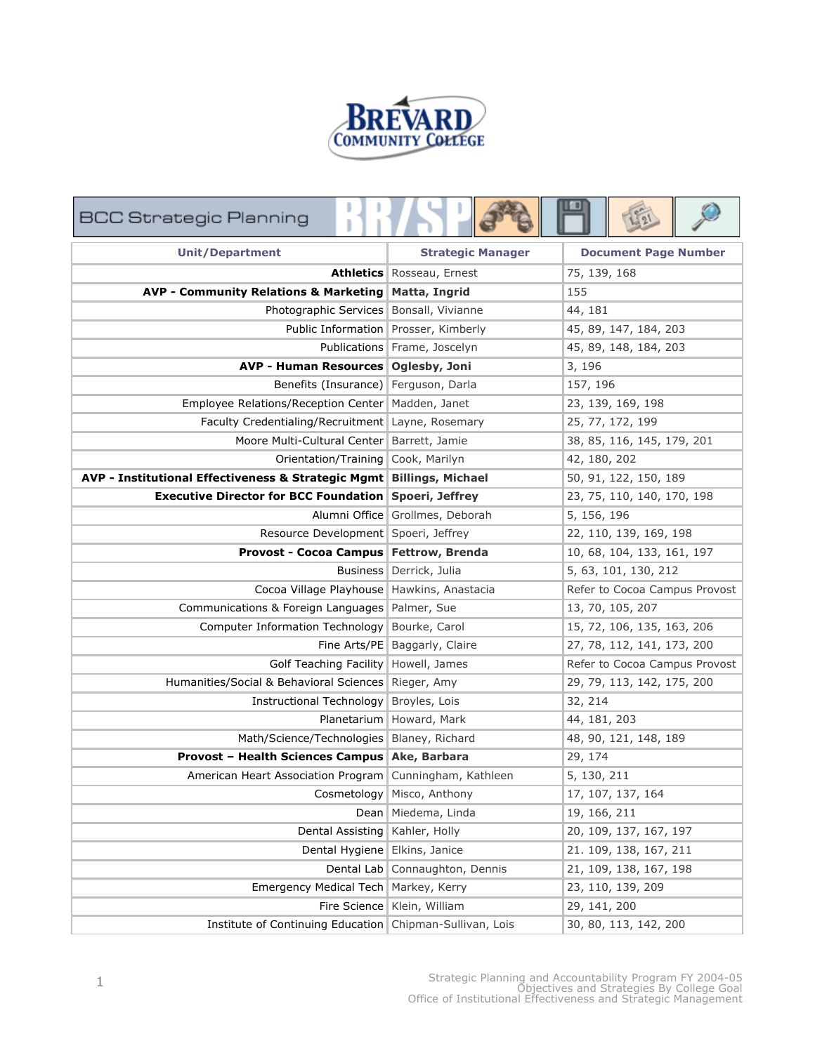Brevard Community College

BCC Strategic Planning

| Unit/Department | Strategic Manager | Document Page Number |
|---|---|---|
| **Athletics** | Rosseau, Ernest | 75, 139, 168 |
| **AVP - Community Relations & Marketing** | **Matta, Ingrid** | 155 |
| Photographic Services | Bonsall, Vivianne | 44, 181 |
| Public Information | Prosser, Kimberly | 45, 89, 147, 184, 203 |
| Publications | Frame, Joscelyn | 45, 89, 148, 184, 203 |
| **AVP - Human Resources** | **Oglesby, Joni** | 3, 196 |
| Benefits (Insurance) | Ferguson, Darla | 157, 196 |
| Employee Relations/Reception Center | Madden, Janet | 23, 139, 169, 198 |
| Faculty Credentialing/Recruitment | Layne, Rosemary | 25, 77, 172, 199 |
| Moore Multi-Cultural Center | Barrett, Jamie | 38, 85, 116, 145, 179, 201 |
| Orientation/Training | Cook, Marilyn | 42, 180, 202 |
| **AVP - Institutional Effectiveness & Strategic Mgmt** | **Billings, Michael** | 50, 91, 122, 150, 189 |
| **Executive Director for BCC Foundation** | **Spoeri, Jeffrey** | 23, 75, 110, 140, 170, 198 |
| Alumni Office | Grollmes, Deborah | 5, 156, 196 |
| Resource Development | Spoeri, Jeffrey | 22, 110, 139, 169, 198 |
| **Provost - Cocoa Campus** | **Fettrow, Brenda** | 10, 68, 104, 133, 161, 197 |
| Business | Derrick, Julia | 5, 63, 101, 130, 212 |
| Cocoa Village Playhouse | Hawkins, Anastacia | Refer to Cocoa Campus Provost |
| Communications & Foreign Languages | Palmer, Sue | 13, 70, 105, 207 |
| Computer Information Technology | Bourke, Carol | 15, 72, 106, 135, 163, 206 |
| Fine Arts/PE | Baggarly, Claire | 27, 78, 112, 141, 173, 200 |
| Golf Teaching Facility | Howell, James | Refer to Cocoa Campus Provost |
| Humanities/Social & Behavioral Sciences | Rieger, Amy | 29, 79, 113, 142, 175, 200 |
| Instructional Technology | Broyles, Lois | 32, 214 |
| Planetarium | Howard, Mark | 44, 181, 203 |
| Math/Science/Technologies | Blaney, Richard | 48, 90, 121, 148, 189 |
| **Provost – Health Sciences Campus** | **Ake, Barbara** | 29, 174 |
| American Heart Association Program | Cunningham, Kathleen | 5, 130, 211 |
| Cosmetology | Misco, Anthony | 17, 107, 137, 164 |
| Dean | Miedema, Linda | 19, 166, 211 |
| Dental Assisting | Kahler, Holly | 20, 109, 137, 167, 197 |
| Dental Hygiene | Elkins, Janice | 21. 109, 138, 167, 211 |
| Dental Lab | Connaughton, Dennis | 21, 109, 138, 167, 198 |
| Emergency Medical Tech | Markey, Kerry | 23, 110, 139, 209 |
| Fire Science | Klein, William | 29, 141, 200 |
| Institute of Continuing Education | Chipman-Sullivan, Lois | 30, 80, 113, 142, 200 |

Strategic Planning and Accountability Program FY 2004-05
Objectives and Strategies By College Goal
Office of Institutional Effectiveness and Strategic Management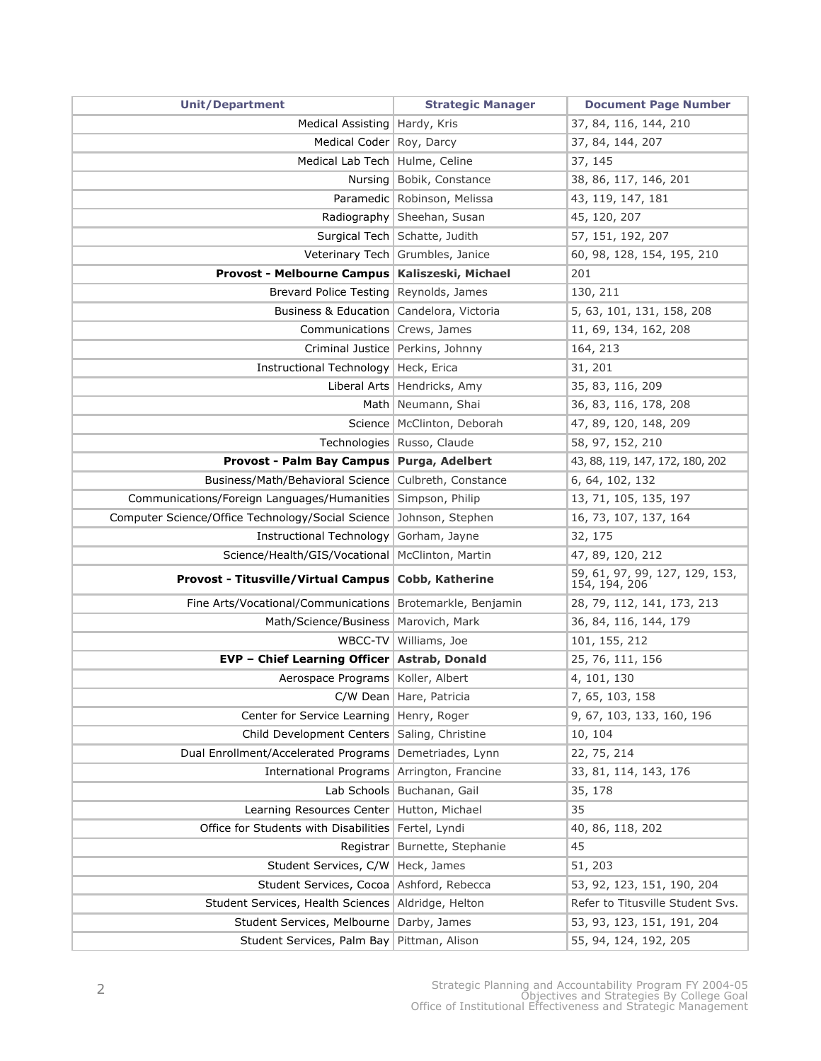| Unit/Department | Strategic Manager | Document Page Number |
|---|---|---|
| Medical Assisting | Hardy, Kris | 37, 84, 116, 144, 210 |
| Medical Coder | Roy, Darcy | 37, 84, 144, 207 |
| Medical Lab Tech | Hulme, Celine | 37, 145 |
| Nursing | Bobik, Constance | 38, 86, 117, 146, 201 |
| Paramedic | Robinson, Melissa | 43, 119, 147, 181 |
| Radiography | Sheehan, Susan | 45, 120, 207 |
| Surgical Tech | Schatte, Judith | 57, 151, 192, 207 |
| Veterinary Tech | Grumbles, Janice | 60, 98, 128, 154, 195, 210 |
| **Provost - Melbourne Campus** | **Kaliszeski, Michael** | 201 |
| Brevard Police Testing | Reynolds, James | 130, 211 |
| Business & Education | Candelora, Victoria | 5, 63, 101, 131, 158, 208 |
| Communications | Crews, James | 11, 69, 134, 162, 208 |
| Criminal Justice | Perkins, Johnny | 164, 213 |
| Instructional Technology | Heck, Erica | 31, 201 |
| Liberal Arts | Hendricks, Amy | 35, 83, 116, 209 |
| Math | Neumann, Shai | 36, 83, 116, 178, 208 |
| Science | McClinton, Deborah | 47, 89, 120, 148, 209 |
| Technologies | Russo, Claude | 58, 97, 152, 210 |
| **Provost - Palm Bay Campus** | **Purga, Adelbert** | 43, 88, 119, 147, 172, 180, 202 |
| Business/Math/Behavioral Science | Culbreth, Constance | 6, 64, 102, 132 |
| Communications/Foreign Languages/Humanities | Simpson, Philip | 13, 71, 105, 135, 197 |
| Computer Science/Office Technology/Social Science | Johnson, Stephen | 16, 73, 107, 137, 164 |
| Instructional Technology | Gorham, Jayne | 32, 175 |
| Science/Health/GIS/Vocational | McClinton, Martin | 47, 89, 120, 212 |
| **Provost - Titusville/Virtual Campus** | **Cobb, Katherine** | 59, 61, 97, 99, 127, 129, 153, 154, 194, 206 |
| Fine Arts/Vocational/Communications | Brotemarkle, Benjamin | 28, 79, 112, 141, 173, 213 |
| Math/Science/Business | Marovich, Mark | 36, 84, 116, 144, 179 |
| WBCC-TV | Williams, Joe | 101, 155, 212 |
| **EVP – Chief Learning Officer** | **Astrab, Donald** | 25, 76, 111, 156 |
| Aerospace Programs | Koller, Albert | 4, 101, 130 |
| C/W Dean | Hare, Patricia | 7, 65, 103, 158 |
| Center for Service Learning | Henry, Roger | 9, 67, 103, 133, 160, 196 |
| Child Development Centers | Saling, Christine | 10, 104 |
| Dual Enrollment/Accelerated Programs | Demetriades, Lynn | 22, 75, 214 |
| International Programs | Arrington, Francine | 33, 81, 114, 143, 176 |
| Lab Schools | Buchanan, Gail | 35, 178 |
| Learning Resources Center | Hutton, Michael | 35 |
| Office for Students with Disabilities | Fertel, Lyndi | 40, 86, 118, 202 |
| Registrar | Burnette, Stephanie | 45 |
| Student Services, C/W | Heck, James | 51, 203 |
| Student Services, Cocoa | Ashford, Rebecca | 53, 92, 123, 151, 190, 204 |
| Student Services, Health Sciences | Aldridge, Helton | Refer to Titusville Student Svs. |
| Student Services, Melbourne | Darby, James | 53, 93, 123, 151, 191, 204 |
| Student Services, Palm Bay | Pittman, Alison | 55, 94, 124, 192, 205 |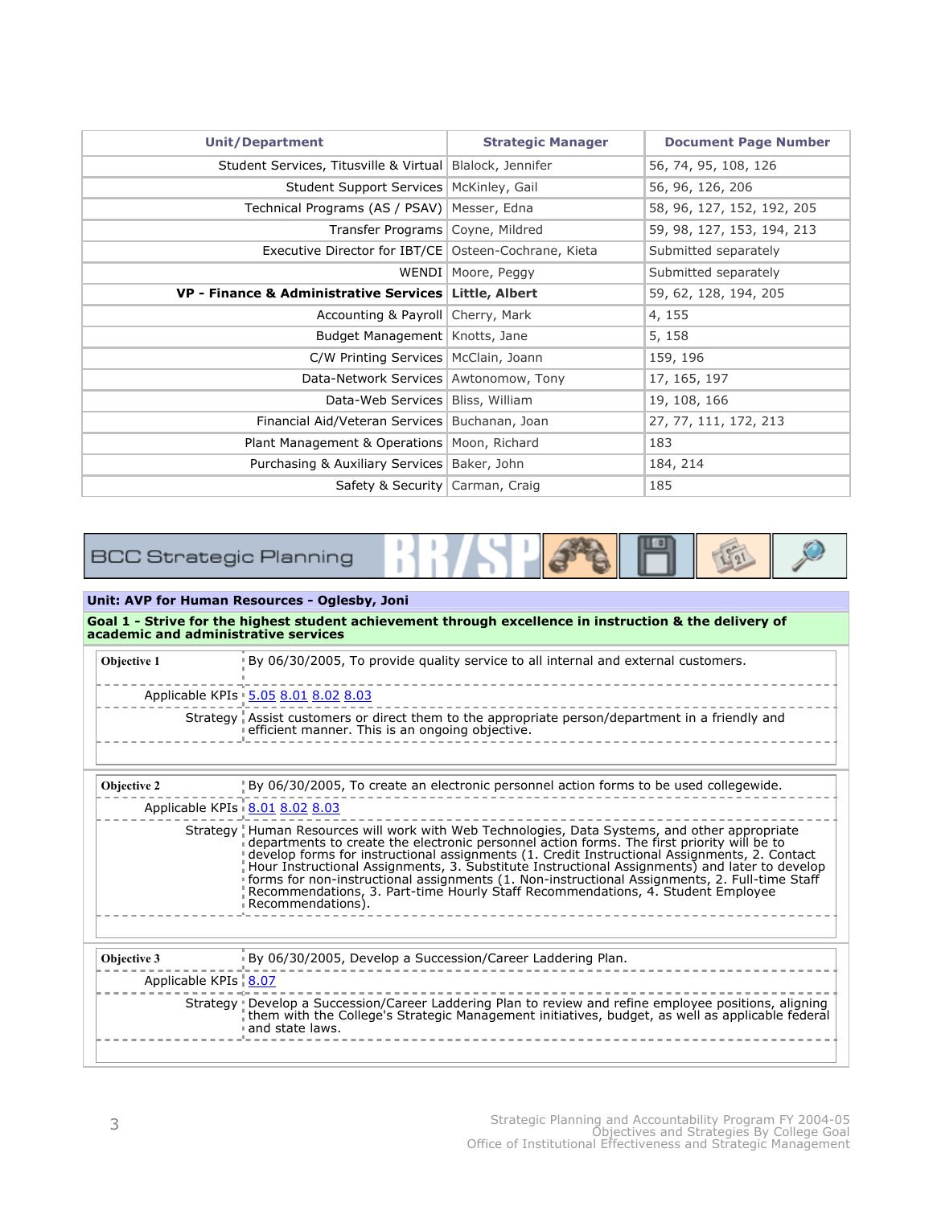| Unit/Department | Strategic Manager | Document Page Number |
|---|---|---|
| Student Services, Titusville & Virtual | Blalock, Jennifer | 56, 74, 95, 108, 126 |
| Student Support Services | McKinley, Gail | 56, 96, 126, 206 |
| Technical Programs (AS / PSAV) | Messer, Edna | 58, 96, 127, 152, 192, 205 |
| Transfer Programs | Coyne, Mildred | 59, 98, 127, 153, 194, 213 |
| Executive Director for IBT/CE | Osteen-Cochrane, Kieta | Submitted separately |
| WENDI | Moore, Peggy | Submitted separately |
| **VP - Finance & Administrative Services** | **Little, Albert** | 59, 62, 128, 194, 205 |
| Accounting & Payroll | Cherry, Mark | 4, 155 |
| Budget Management | Knotts, Jane | 5, 158 |
| C/W Printing Services | McClain, Joann | 159, 196 |
| Data-Network Services | Awtonomow, Tony | 17, 165, 197 |
| Data-Web Services | Bliss, William | 19, 108, 166 |
| Financial Aid/Veteran Services | Buchanan, Joan | 27, 77, 111, 172, 213 |
| Plant Management & Operations | Moon, Richard | 183 |
| Purchasing & Auxiliary Services | Baker, John | 184, 214 |
| Safety & Security | Carman, Craig | 185 |

BCC Strategic Planning

**Unit: AVP for Human Resources - Oglesby, Joni**

**Goal 1 - Strive for the highest student achievement through excellence in instruction & the delivery of academic and administrative services**

| | |
|---|---|
| **Objective 1** | By 06/30/2005, To provide quality service to all internal and external customers. |
| Applicable KPIs | 5.05 8.01 8.02 8.03 |
| Strategy | Assist customers or direct them to the appropriate person/department in a friendly and efficient manner. This is an ongoing objective. |

| | |
|---|---|
| **Objective 2** | By 06/30/2005, To create an electronic personnel action forms to be used collegewide. |
| Applicable KPIs | 8.01 8.02 8.03 |
| Strategy | Human Resources will work with Web Technologies, Data Systems, and other appropriate departments to create the electronic personnel action forms. The first priority will be to develop forms for instructional assignments (1. Credit Instructional Assignments, 2. Contact Hour Instructional Assignments, 3. Substitute Instructional Assignments) and later to develop forms for non-instructional assignments (1. Non-instructional Assignments, 2. Full-time Staff Recommendations, 3. Part-time Hourly Staff Recommendations, 4. Student Employee Recommendations). |

| | |
|---|---|
| **Objective 3** | By 06/30/2005, Develop a Succession/Career Laddering Plan. |
| Applicable KPIs | 8.07 |
| Strategy | Develop a Succession/Career Laddering Plan to review and refine employee positions, aligning them with the College's Strategic Management initiatives, budget, as well as applicable federal and state laws. |